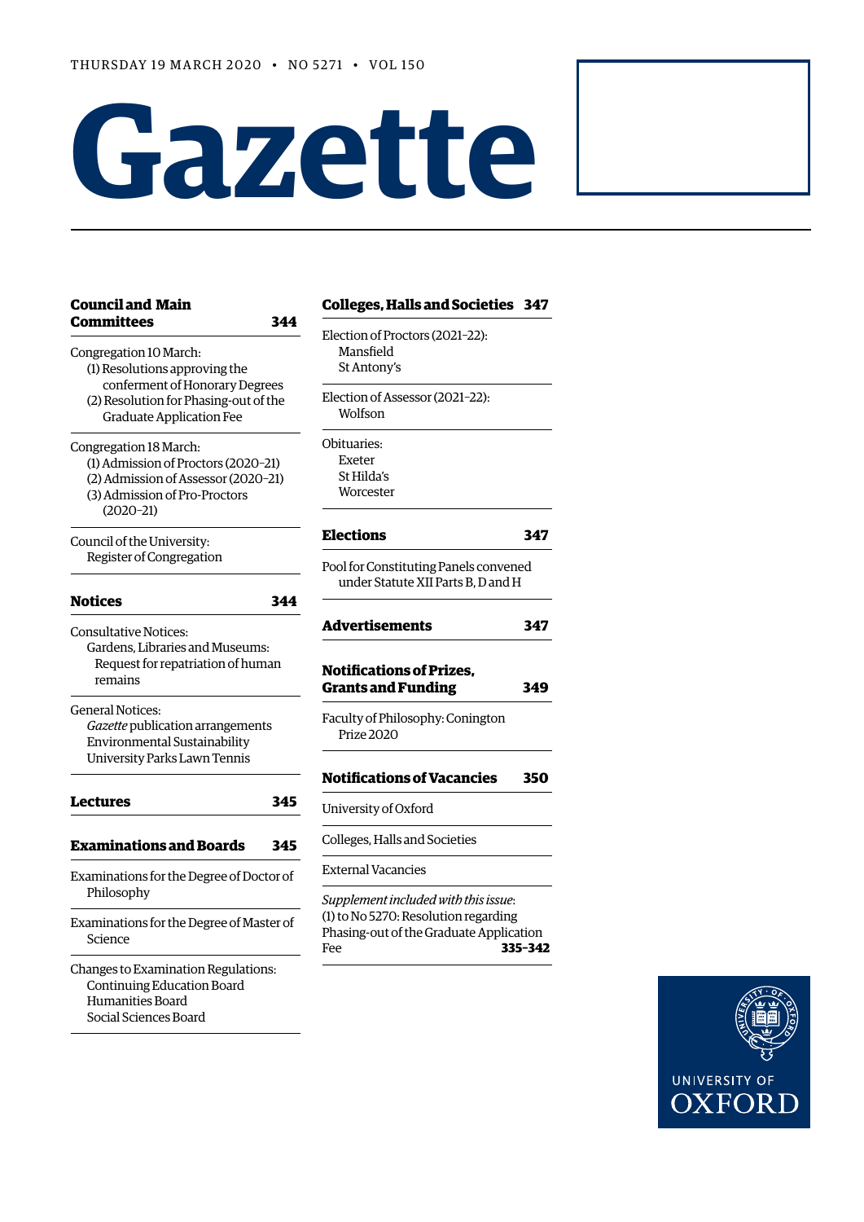THURSDAY 19 MARCH 2020 • NO 5271 • VOL 150

# Gazette

## Council and Main Committees 344

Congregation 10 March:
- (1) Resolutions approving the conferment of Honorary Degrees
- (2) Resolution for Phasing-out of the Graduate Application Fee

Congregation 18 March:
- (1) Admission of Proctors (2020–21)
- (2) Admission of Assessor (2020–21)
- (3) Admission of Pro-Proctors (2020–21)

Council of the University:
- Register of Congregation

## Notices 344

Consultative Notices:
- Gardens, Libraries and Museums: Request for repatriation of human remains

General Notices:
- *Gazette* publication arrangements
- Environmental Sustainability
- University Parks Lawn Tennis

## Lectures 345

## Examinations and Boards 345

Examinations for the Degree of Doctor of Philosophy

Examinations for the Degree of Master of Science

Changes to Examination Regulations:
- Continuing Education Board
- Humanities Board
- Social Sciences Board

## Colleges, Halls and Societies 347

Election of Proctors (2021–22):
- Mansfield
- St Antony's

Election of Assessor (2021–22):
- Wolfson

Obituaries:
- Exeter
- St Hilda's
- Worcester

## Elections 347

Pool for Constituting Panels convened under Statute XII Parts B, D and H

## Advertisements 347

## Notifications of Prizes, Grants and Funding 349

Faculty of Philosophy: Conington Prize 2020

## Notifications of Vacancies 350

University of Oxford

Colleges, Halls and Societies

External Vacancies

*Supplement included with this issue*:
(1) to No 5270: Resolution regarding Phasing-out of the Graduate Application Fee **335–342**

UNIVERSITY OF OXFORD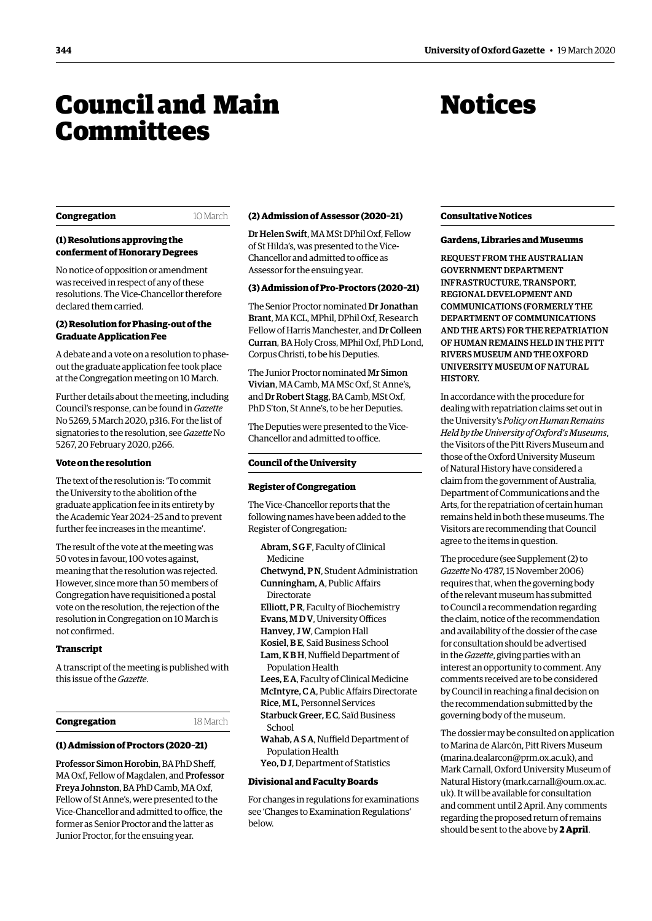# Council and Main Committees

## Congregation

10 March

### (1) Resolutions approving the conferment of Honorary Degrees

No notice of opposition or amendment was received in respect of any of these resolutions. The Vice-Chancellor therefore declared them carried.

### (2) Resolution for Phasing-out of the Graduate Application Fee

A debate and a vote on a resolution to phase-out the graduate application fee took place at the Congregation meeting on 10 March.

Further details about the meeting, including Council's response, can be found in *Gazette* No 5269, 5 March 2020, p316. For the list of signatories to the resolution, see *Gazette* No 5267, 20 February 2020, p266.

#### Vote on the resolution

The text of the resolution is: 'To commit the University to the abolition of the graduate application fee in its entirety by the Academic Year 2024–25 and to prevent further fee increases in the meantime'.

The result of the vote at the meeting was 50 votes in favour, 100 votes against, meaning that the resolution was rejected. However, since more than 50 members of Congregation have requisitioned a postal vote on the resolution, the rejection of the resolution in Congregation on 10 March is not confirmed.

#### Transcript

A transcript of the meeting is published with this issue of the *Gazette*.

## Congregation

18 March

### (1) Admission of Proctors (2020–21)

**Professor Simon Horobin**, BA PhD Sheff, MA Oxf, Fellow of Magdalen, and **Professor Freya Johnston**, BA PhD Camb, MA Oxf, Fellow of St Anne's, were presented to the Vice-Chancellor and admitted to office, the former as Senior Proctor and the latter as Junior Proctor, for the ensuing year.

### (2) Admission of Assessor (2020–21)

**Dr Helen Swift**, MA MSt DPhil Oxf, Fellow of St Hilda's, was presented to the Vice-Chancellor and admitted to office as Assessor for the ensuing year.

### (3) Admission of Pro-Proctors (2020–21)

The Senior Proctor nominated **Dr Jonathan Brant**, MA KCL, MPhil, DPhil Oxf, Research Fellow of Harris Manchester, and **Dr Colleen Curran**, BA Holy Cross, MPhil Oxf, PhD Lond, Corpus Christi, to be his Deputies.

The Junior Proctor nominated **Mr Simon Vivian**, MA Camb, MA MSc Oxf, St Anne's, and **Dr Robert Stagg**, BA Camb, MSt Oxf, PhD S'ton, St Anne's, to be her Deputies.

The Deputies were presented to the Vice-Chancellor and admitted to office.

## Council of the University

### Register of Congregation

The Vice-Chancellor reports that the following names have been added to the Register of Congregation:

**Abram, S G F**, Faculty of Clinical Medicine
**Chetwynd, P N**, Student Administration
**Cunningham, A**, Public Affairs Directorate
**Elliott, P R**, Faculty of Biochemistry
**Evans, M D V**, University Offices
**Hanvey, J W**, Campion Hall
**Kosiel, B E**, Saïd Business School
**Lam, K B H**, Nuffield Department of Population Health
**Lees, E A**, Faculty of Clinical Medicine
**McIntyre, C A**, Public Affairs Directorate
**Rice, M L**, Personnel Services
**Starbuck Greer, E C**, Saïd Business School
**Wahab, A S A**, Nuffield Department of Population Health
**Yeo, D J**, Department of Statistics

### Divisional and Faculty Boards

For changes in regulations for examinations see 'Changes to Examination Regulations' below.

# Notices

## Consultative Notices

### Gardens, Libraries and Museums

REQUEST FROM THE AUSTRALIAN GOVERNMENT DEPARTMENT INFRASTRUCTURE, TRANSPORT, REGIONAL DEVELOPMENT AND COMMUNICATIONS (FORMERLY THE DEPARTMENT OF COMMUNICATIONS AND THE ARTS) FOR THE REPATRIATION OF HUMAN REMAINS HELD IN THE PITT RIVERS MUSEUM AND THE OXFORD UNIVERSITY MUSEUM OF NATURAL HISTORY.

In accordance with the procedure for dealing with repatriation claims set out in the University's *Policy on Human Remains Held by the University of Oxford's Museums*, the Visitors of the Pitt Rivers Museum and those of the Oxford University Museum of Natural History have considered a claim from the government of Australia, Department of Communications and the Arts, for the repatriation of certain human remains held in both these museums. The Visitors are recommending that Council agree to the items in question.

The procedure (see Supplement (2) to *Gazette* No 4787, 15 November 2006) requires that, when the governing body of the relevant museum has submitted to Council a recommendation regarding the claim, notice of the recommendation and availability of the dossier of the case for consultation should be advertised in the *Gazette*, giving parties with an interest an opportunity to comment. Any comments received are to be considered by Council in reaching a final decision on the recommendation submitted by the governing body of the museum.

The dossier may be consulted on application to Marina de Alarcón, Pitt Rivers Museum (marina.dealarcon@prm.ox.ac.uk), and Mark Carnall, Oxford University Museum of Natural History (mark.carnall@oum.ox.ac.uk). It will be available for consultation and comment until 2 April. Any comments regarding the proposed return of remains should be sent to the above by **2 April**.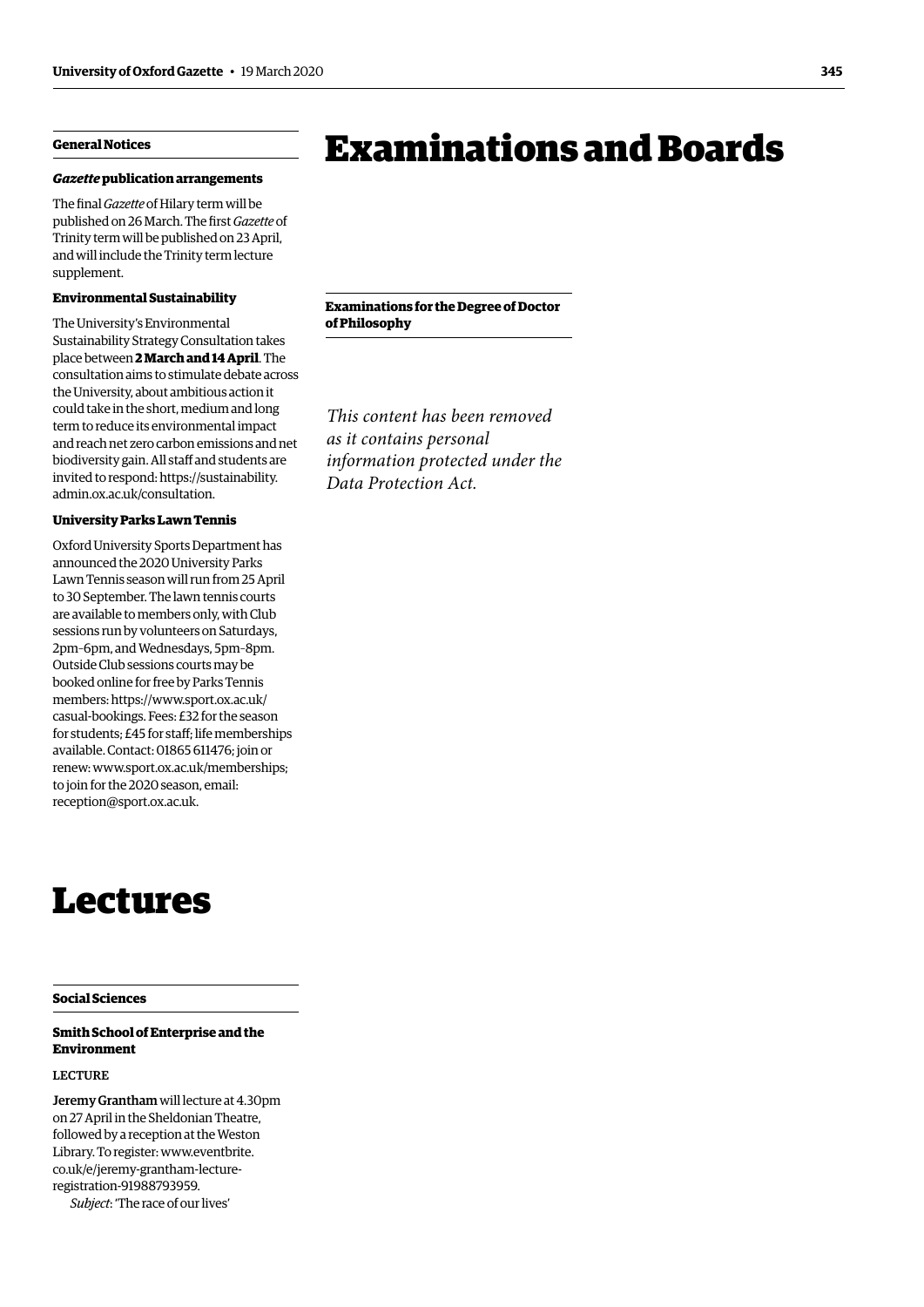## General Notices

### *Gazette* publication arrangements

The final *Gazette* of Hilary term will be published on 26 March. The first *Gazette* of Trinity term will be published on 23 April, and will include the Trinity term lecture supplement.

### Environmental Sustainability

The University's Environmental Sustainability Strategy Consultation takes place between **2 March and 14 April**. The consultation aims to stimulate debate across the University, about ambitious action it could take in the short, medium and long term to reduce its environmental impact and reach net zero carbon emissions and net biodiversity gain. All staff and students are invited to respond: https://sustainability.admin.ox.ac.uk/consultation.

### University Parks Lawn Tennis

Oxford University Sports Department has announced the 2020 University Parks Lawn Tennis season will run from 25 April to 30 September. The lawn tennis courts are available to members only, with Club sessions run by volunteers on Saturdays, 2pm–6pm, and Wednesdays, 5pm–8pm. Outside Club sessions courts may be booked online for free by Parks Tennis members: https://www.sport.ox.ac.uk/casual-bookings. Fees: £32 for the season for students; £45 for staff; life memberships available. Contact: 01865 611476; join or renew: www.sport.ox.ac.uk/memberships; to join for the 2020 season, email: reception@sport.ox.ac.uk.

# Lectures

## Social Sciences

### Smith School of Enterprise and the Environment

LECTURE

**Jeremy Grantham** will lecture at 4.30pm on 27 April in the Sheldonian Theatre, followed by a reception at the Weston Library. To register: www.eventbrite.co.uk/e/jeremy-grantham-lecture-registration-91988793959.

*Subject*: 'The race of our lives'

# Examinations and Boards

## Examinations for the Degree of Doctor of Philosophy

*This content has been removed as it contains personal information protected under the Data Protection Act.*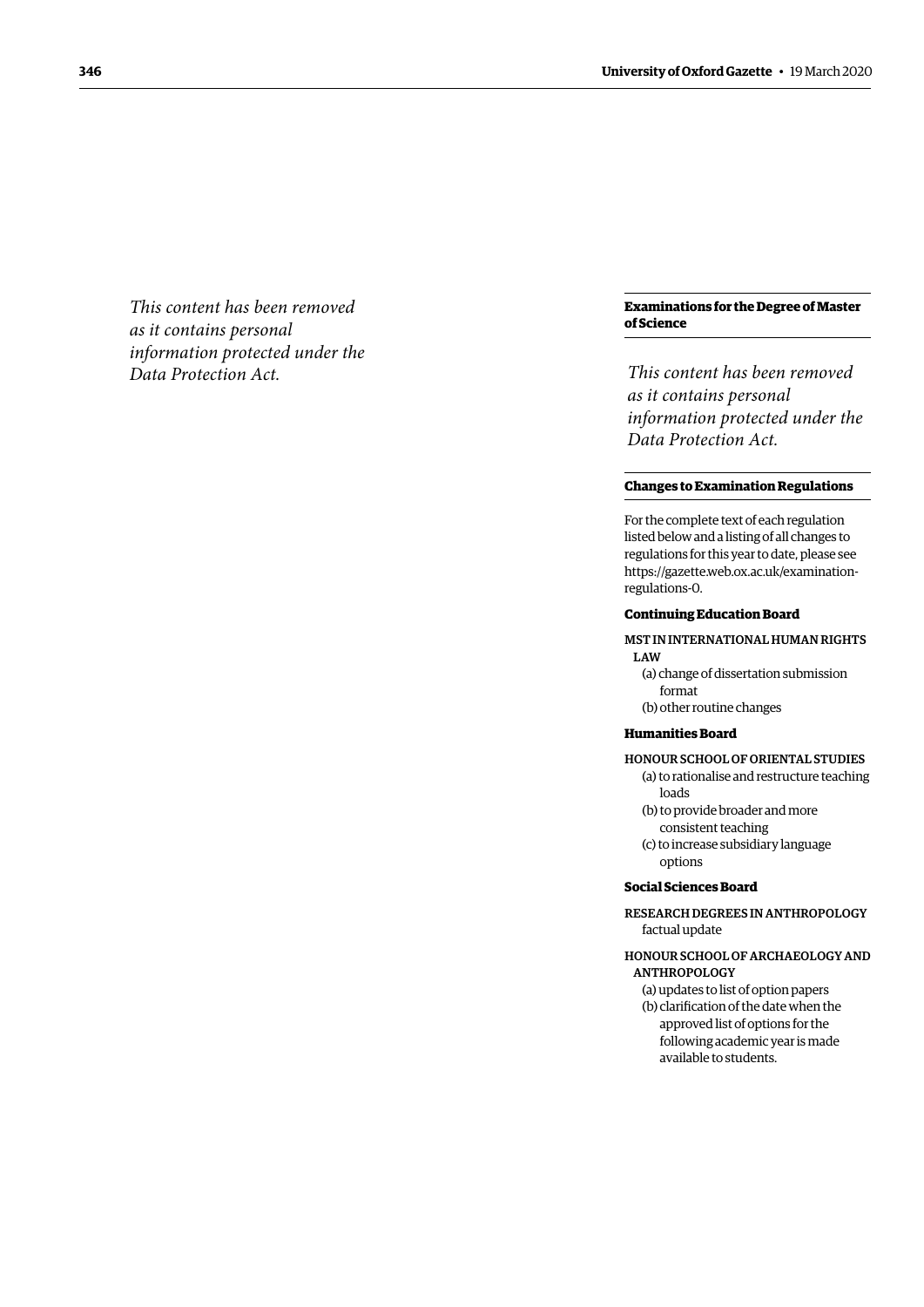*This content has been removed as it contains personal information protected under the Data Protection Act.*

## Examinations for the Degree of Master of Science

*This content has been removed as it contains personal information protected under the Data Protection Act.*

## Changes to Examination Regulations

For the complete text of each regulation listed below and a listing of all changes to regulations for this year to date, please see https://gazette.web.ox.ac.uk/examination-regulations-0.

### Continuing Education Board

MST IN INTERNATIONAL HUMAN RIGHTS LAW

(a) change of dissertation submission format
(b) other routine changes

### Humanities Board

HONOUR SCHOOL OF ORIENTAL STUDIES

(a) to rationalise and restructure teaching loads
(b) to provide broader and more consistent teaching
(c) to increase subsidiary language options

### Social Sciences Board

RESEARCH DEGREES IN ANTHROPOLOGY
factual update

HONOUR SCHOOL OF ARCHAEOLOGY AND ANTHROPOLOGY

(a) updates to list of option papers
(b) clarification of the date when the approved list of options for the following academic year is made available to students.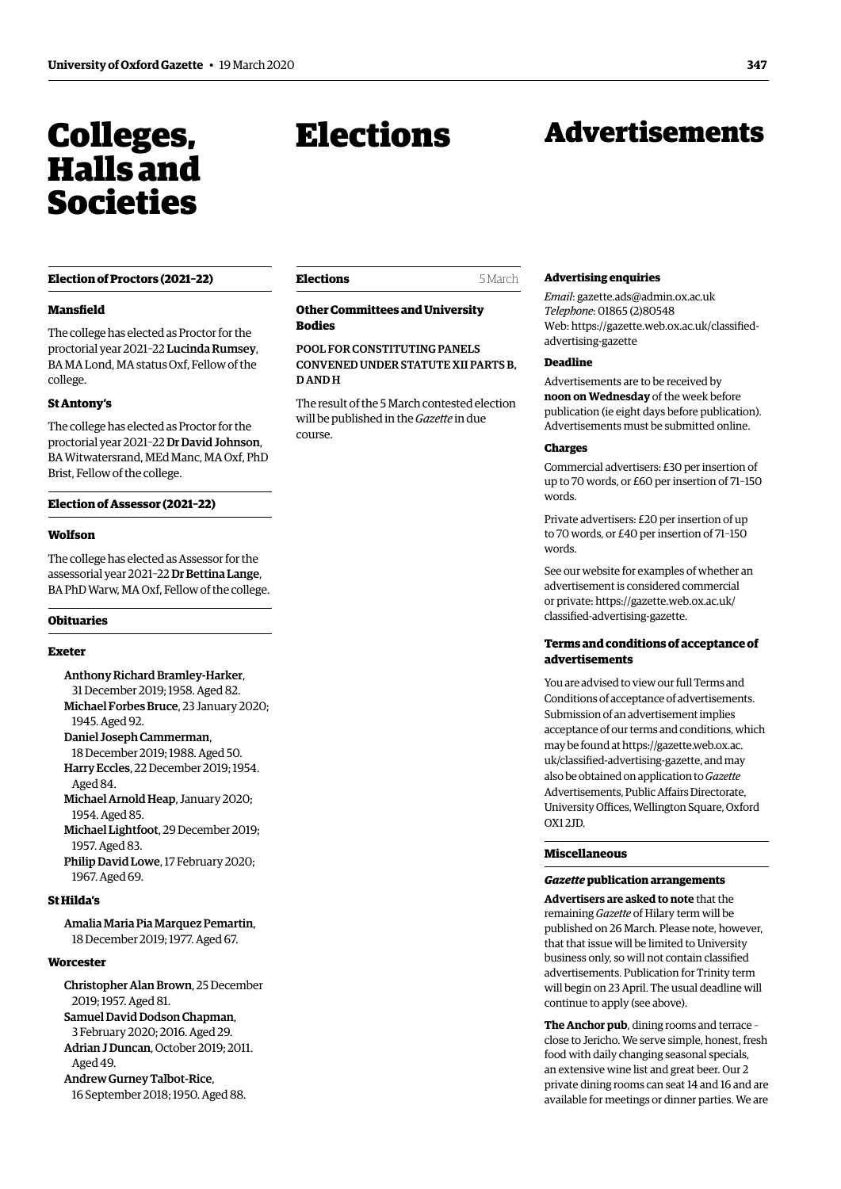# Colleges, Halls and Societies

## Election of Proctors (2021–22)

### Mansfield

The college has elected as Proctor for the proctorial year 2021–22 **Lucinda Rumsey**, BA MA Lond, MA status Oxf, Fellow of the college.

### St Antony's

The college has elected as Proctor for the proctorial year 2021–22 **Dr David Johnson**, BA Witwatersrand, MEd Manc, MA Oxf, PhD Brist, Fellow of the college.

## Election of Assessor (2021–22)

### Wolfson

The college has elected as Assessor for the assessorial year 2021–22 **Dr Bettina Lange**, BA PhD Warw, MA Oxf, Fellow of the college.

## Obituaries

### Exeter

**Anthony Richard Bramley-Harker**, 31 December 2019; 1958. Aged 82.
**Michael Forbes Bruce**, 23 January 2020; 1945. Aged 92.
**Daniel Joseph Cammerman**, 18 December 2019; 1988. Aged 50.
**Harry Eccles**, 22 December 2019; 1954. Aged 84.
**Michael Arnold Heap**, January 2020; 1954. Aged 85.
**Michael Lightfoot**, 29 December 2019; 1957. Aged 83.
**Philip David Lowe**, 17 February 2020; 1967. Aged 69.

### St Hilda's

**Amalia Maria Pia Marquez Pemartin**, 18 December 2019; 1977. Aged 67.

### Worcester

**Christopher Alan Brown**, 25 December 2019; 1957. Aged 81.
**Samuel David Dodson Chapman**, 3 February 2020; 2016. Aged 29.
**Adrian J Duncan**, October 2019; 2011. Aged 49.
**Andrew Gurney Talbot-Rice**, 16 September 2018; 1950. Aged 88.

# Elections

## Elections — 5 March

### Other Committees and University Bodies

POOL FOR CONSTITUTING PANELS CONVENED UNDER STATUTE XII PARTS B, D AND H

The result of the 5 March contested election will be published in the *Gazette* in due course.

# Advertisements

### Advertising enquiries

*Email*: gazette.ads@admin.ox.ac.uk
*Telephone*: 01865 (2)80548
Web: https://gazette.web.ox.ac.uk/classified-advertising-gazette

### Deadline

Advertisements are to be received by **noon on Wednesday** of the week before publication (ie eight days before publication). Advertisements must be submitted online.

### Charges

Commercial advertisers: £30 per insertion of up to 70 words, or £60 per insertion of 71–150 words.

Private advertisers: £20 per insertion of up to 70 words, or £40 per insertion of 71–150 words.

See our website for examples of whether an advertisement is considered commercial or private: https://gazette.web.ox.ac.uk/classified-advertising-gazette.

### Terms and conditions of acceptance of advertisements

You are advised to view our full Terms and Conditions of acceptance of advertisements. Submission of an advertisement implies acceptance of our terms and conditions, which may be found at https://gazette.web.ox.ac.uk/classified-advertising-gazette, and may also be obtained on application to *Gazette* Advertisements, Public Affairs Directorate, University Offices, Wellington Square, Oxford OX1 2JD.

## Miscellaneous

### *Gazette* publication arrangements

**Advertisers are asked to note** that the remaining *Gazette* of Hilary term will be published on 26 March. Please note, however, that that issue will be limited to University business only, so will not contain classified advertisements. Publication for Trinity term will begin on 23 April. The usual deadline will continue to apply (see above).

**The Anchor pub**, dining rooms and terrace – close to Jericho. We serve simple, honest, fresh food with daily changing seasonal specials, an extensive wine list and great beer. Our 2 private dining rooms can seat 14 and 16 and are available for meetings or dinner parties. We are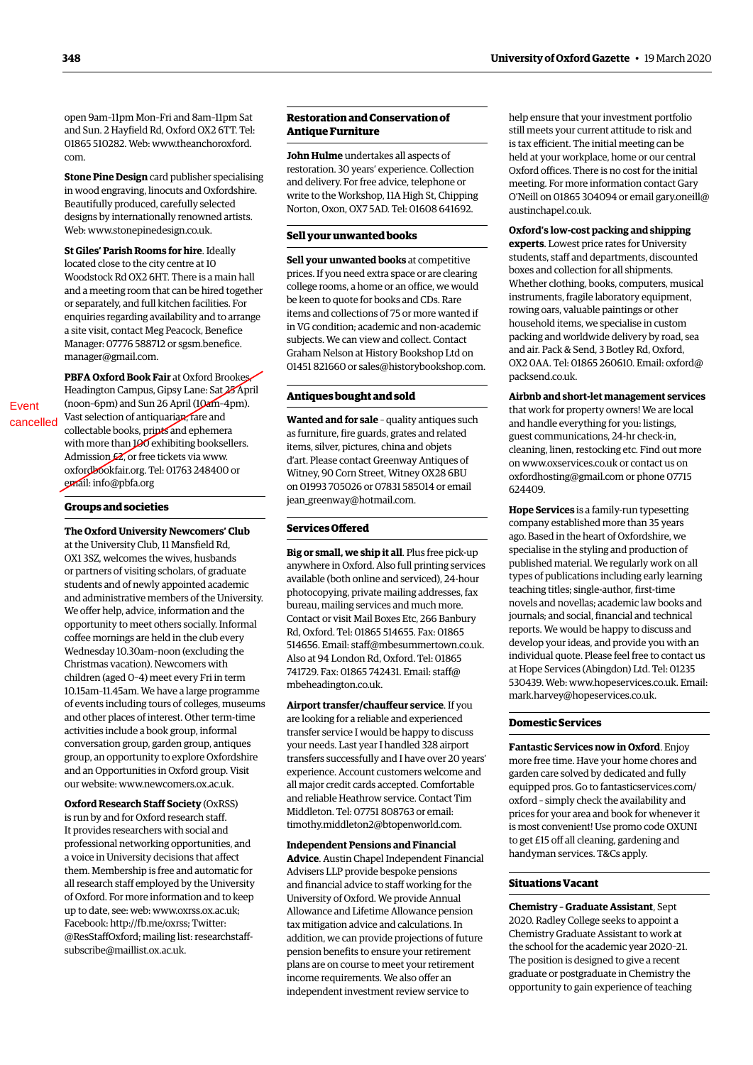open 9am–11pm Mon–Fri and 8am–11pm Sat and Sun. 2 Hayfield Rd, Oxford OX2 6TT. Tel: 01865 510282. Web: www.theanchoroxford.com.

**Stone Pine Design** card publisher specialising in wood engraving, linocuts and Oxfordshire. Beautifully produced, carefully selected designs by internationally renowned artists. Web: www.stonepinedesign.co.uk.

**St Giles' Parish Rooms for hire**. Ideally located close to the city centre at 10 Woodstock Rd OX2 6HT. There is a main hall and a meeting room that can be hired together or separately, and full kitchen facilities. For enquiries regarding availability and to arrange a site visit, contact Meg Peacock, Benefice Manager: 07776 588712 or sgsm.benefice.manager@gmail.com.

Event cancelled

~~**PBFA Oxford Book Fair** at Oxford Brookes, Headington Campus, Gipsy Lane: Sat 25 April (noon–6pm) and Sun 26 April (10am–4pm). Vast selection of antiquarian, rare and collectable books, prints and ephemera with more than 100 exhibiting booksellers. Admission £2, or free tickets via www.oxfordbookfair.org. Tel: 01763 248400 or email: info@pbfa.org~~

## Groups and societies

**The Oxford University Newcomers' Club** at the University Club, 11 Mansfield Rd, OX1 3SZ, welcomes the wives, husbands or partners of visiting scholars, of graduate students and of newly appointed academic and administrative members of the University. We offer help, advice, information and the opportunity to meet others socially. Informal coffee mornings are held in the club every Wednesday 10.30am–noon (excluding the Christmas vacation). Newcomers with children (aged 0–4) meet every Fri in term 10.15am–11.45am. We have a large programme of events including tours of colleges, museums and other places of interest. Other term-time activities include a book group, informal conversation group, garden group, antiques group, an opportunity to explore Oxfordshire and an Opportunities in Oxford group. Visit our website: www.newcomers.ox.ac.uk.

**Oxford Research Staff Society** (OxRSS) is run by and for Oxford research staff. It provides researchers with social and professional networking opportunities, and a voice in University decisions that affect them. Membership is free and automatic for all research staff employed by the University of Oxford. For more information and to keep up to date, see: web: www.oxrss.ox.ac.uk; Facebook: http://fb.me/oxrss; Twitter: @ResStaffOxford; mailing list: researchstaff-subscribe@maillist.ox.ac.uk.

## Restoration and Conservation of Antique Furniture

**John Hulme** undertakes all aspects of restoration. 30 years' experience. Collection and delivery. For free advice, telephone or write to the Workshop, 11A High St, Chipping Norton, Oxon, OX7 5AD. Tel: 01608 641692.

## Sell your unwanted books

**Sell your unwanted books** at competitive prices. If you need extra space or are clearing college rooms, a home or an office, we would be keen to quote for books and CDs. Rare items and collections of 75 or more wanted if in VG condition; academic and non-academic subjects. We can view and collect. Contact Graham Nelson at History Bookshop Ltd on 01451 821660 or sales@historybookshop.com.

## Antiques bought and sold

**Wanted and for sale** – quality antiques such as furniture, fire guards, grates and related items, silver, pictures, china and objets d'art. Please contact Greenway Antiques of Witney, 90 Corn Street, Witney OX28 6BU on 01993 705026 or 07831 585014 or email jean_greenway@hotmail.com.

## Services Offered

**Big or small, we ship it all**. Plus free pick-up anywhere in Oxford. Also full printing services available (both online and serviced), 24-hour photocopying, private mailing addresses, fax bureau, mailing services and much more. Contact or visit Mail Boxes Etc, 266 Banbury Rd, Oxford. Tel: 01865 514655. Fax: 01865 514656. Email: staff@mbesummertown.co.uk. Also at 94 London Rd, Oxford. Tel: 01865 741729. Fax: 01865 742431. Email: staff@mbeheadington.co.uk.

**Airport transfer/chauffeur service**. If you are looking for a reliable and experienced transfer service I would be happy to discuss your needs. Last year I handled 328 airport transfers successfully and I have over 20 years' experience. Account customers welcome and all major credit cards accepted. Comfortable and reliable Heathrow service. Contact Tim Middleton. Tel: 07751 808763 or email: timothy.middleton2@btopenworld.com.

**Independent Pensions and Financial Advice**. Austin Chapel Independent Financial Advisers LLP provide bespoke pensions and financial advice to staff working for the University of Oxford. We provide Annual Allowance and Lifetime Allowance pension tax mitigation advice and calculations. In addition, we can provide projections of future pension benefits to ensure your retirement plans are on course to meet your retirement income requirements. We also offer an independent investment review service to help ensure that your investment portfolio still meets your current attitude to risk and is tax efficient. The initial meeting can be held at your workplace, home or our central Oxford offices. There is no cost for the initial meeting. For more information contact Gary O'Neill on 01865 304094 or email gary.oneill@austinchapel.co.uk.

**Oxford's low-cost packing and shipping experts**. Lowest price rates for University students, staff and departments, discounted boxes and collection for all shipments. Whether clothing, books, computers, musical instruments, fragile laboratory equipment, rowing oars, valuable paintings or other household items, we specialise in custom packing and worldwide delivery by road, sea and air. Pack & Send, 3 Botley Rd, Oxford, OX2 0AA. Tel: 01865 260610. Email: oxford@packsend.co.uk.

**Airbnb and short-let management services** that work for property owners! We are local and handle everything for you: listings, guest communications, 24-hr check-in, cleaning, linen, restocking etc. Find out more on www.oxservices.co.uk or contact us on oxfordhosting@gmail.com or phone 07715 624409.

**Hope Services** is a family-run typesetting company established more than 35 years ago. Based in the heart of Oxfordshire, we specialise in the styling and production of published material. We regularly work on all types of publications including early learning teaching titles; single-author, first-time novels and novellas; academic law books and journals; and social, financial and technical reports. We would be happy to discuss and develop your ideas, and provide you with an individual quote. Please feel free to contact us at Hope Services (Abingdon) Ltd. Tel: 01235 530439. Web: www.hopeservices.co.uk. Email: mark.harvey@hopeservices.co.uk.

## Domestic Services

**Fantastic Services now in Oxford**. Enjoy more free time. Have your home chores and garden care solved by dedicated and fully equipped pros. Go to fantasticservices.com/oxford – simply check the availability and prices for your area and book for whenever it is most convenient! Use promo code OXUNI to get £15 off all cleaning, gardening and handyman services. T&Cs apply.

## Situations Vacant

**Chemistry – Graduate Assistant**, Sept 2020. Radley College seeks to appoint a Chemistry Graduate Assistant to work at the school for the academic year 2020–21. The position is designed to give a recent graduate or postgraduate in Chemistry the opportunity to gain experience of teaching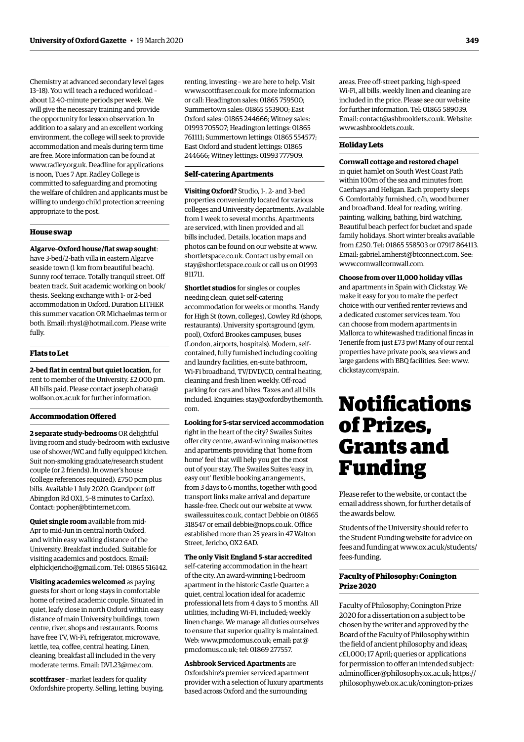Chemistry at advanced secondary level (ages 13–18). You will teach a reduced workload – about 12 40-minute periods per week. We will give the necessary training and provide the opportunity for lesson observation. In addition to a salary and an excellent working environment, the college will seek to provide accommodation and meals during term time are free. More information can be found at www.radley.org.uk. Deadline for applications is noon, Tues 7 Apr. Radley College is committed to safeguarding and promoting the welfare of children and applicants must be willing to undergo child protection screening appropriate to the post.

### House swap

**Algarve–Oxford house/flat swap sought**: have 3-bed/2-bath villa in eastern Algarve seaside town (1 km from beautiful beach). Sunny roof terrace. Totally tranquil street. Off beaten track. Suit academic working on book/thesis. Seeking exchange with 1- or 2-bed accommodation in Oxford. Duration EITHER this summer vacation OR Michaelmas term or both. Email: rhys1@hotmail.com. Please write fully.

### Flats to Let

**2-bed flat in central but quiet location**, for rent to member of the University. £2,000 pm. All bills paid. Please contact joseph.ohara@wolfson.ox.ac.uk for further information.

### Accommodation Offered

**2 separate study-bedrooms** OR delightful living room and study-bedroom with exclusive use of shower/WC and fully equipped kitchen. Suit non-smoking graduate/research student couple (or 2 friends). In owner's house (college references required). £750 pcm plus bills. Available 1 July 2020. Grandpont (off Abingdon Rd OX1, 5–8 minutes to Carfax). Contact: popher@btinternet.com.

**Quiet single room** available from mid-Apr to mid-Jun in central north Oxford, and within easy walking distance of the University. Breakfast included. Suitable for visiting academics and postdocs. Email: elphickjericho@gmail.com. Tel: 01865 516142.

**Visiting academics welcomed** as paying guests for short or long stays in comfortable home of retired academic couple. Situated in quiet, leafy close in north Oxford within easy distance of main University buildings, town centre, river, shops and restaurants. Rooms have free TV, Wi-Fi, refrigerator, microwave, kettle, tea, coffee, central heating. Linen, cleaning, breakfast all included in the very moderate terms. Email: DVL23@me.com.

**scottfraser** – market leaders for quality Oxfordshire property. Selling, letting, buying, renting, investing – we are here to help. Visit www.scottfraser.co.uk for more information or call: Headington sales: 01865 759500; Summertown sales: 01865 553900; East Oxford sales: 01865 244666; Witney sales: 01993 705507; Headington lettings: 01865 761111; Summertown lettings: 01865 554577; East Oxford and student lettings: 01865 244666; Witney lettings: 01993 777909.

### Self-catering Apartments

**Visiting Oxford?** Studio, 1-, 2- and 3-bed properties conveniently located for various colleges and University departments. Available from 1 week to several months. Apartments are serviced, with linen provided and all bills included. Details, location maps and photos can be found on our website at www.shortletspace.co.uk. Contact us by email on stay@shortletspace.co.uk or call us on 01993 811711.

**Shortlet studios** for singles or couples needing clean, quiet self-catering accommodation for weeks or months. Handy for High St (town, colleges), Cowley Rd (shops, restaurants), University sportsground (gym, pool), Oxford Brookes campuses, buses (London, airports, hospitals). Modern, self-contained, fully furnished including cooking and laundry facilities, en-suite bathroom, Wi-Fi broadband, TV/DVD/CD, central heating, cleaning and fresh linen weekly. Off-road parking for cars and bikes. Taxes and all bills included. Enquiries: stay@oxfordbythemonth.com.

**Looking for 5-star serviced accommodation** right in the heart of the city? Swailes Suites offer city centre, award-winning maisonettes and apartments providing that 'home from home' feel that will help you get the most out of your stay. The Swailes Suites 'easy in, easy out' flexible booking arrangements, from 3 days to 6 months, together with good transport links make arrival and departure hassle-free. Check out our website at www.swailessuites.co.uk, contact Debbie on 01865 318547 or email debbie@nops.co.uk. Office established more than 25 years in 47 Walton Street, Jericho, OX2 6AD.

**The only Visit England 5-star accredited** self-catering accommodation in the heart of the city. An award-winning 1-bedroom apartment in the historic Castle Quarter: a quiet, central location ideal for academic professional lets from 4 days to 5 months. All utilities, including Wi-Fi, included; weekly linen change. We manage all duties ourselves to ensure that superior quality is maintained. Web: www.pmcdomus.co.uk; email: pat@pmcdomus.co.uk; tel: 01869 277557.

**Ashbrook Serviced Apartments** are Oxfordshire's premier serviced apartment provider with a selection of luxury apartments based across Oxford and the surrounding areas. Free off-street parking, high-speed Wi-Fi, all bills, weekly linen and cleaning are included in the price. Please see our website for further information. Tel: 01865 589039. Email: contact@ashbrooklets.co.uk. Website: www.ashbrooklets.co.uk.

### Holiday Lets

**Cornwall cottage and restored chapel** in quiet hamlet on South West Coast Path within 100m of the sea and minutes from Caerhays and Heligan. Each property sleeps 6. Comfortably furnished, c/h, wood burner and broadband. Ideal for reading, writing, painting, walking, bathing, bird watching. Beautiful beach perfect for bucket and spade family holidays. Short winter breaks available from £250. Tel: 01865 558503 or 07917 864113. Email: gabriel.amherst@btconnect.com. See: www.cornwallcornwall.com.

**Choose from over 11,000 holiday villas** and apartments in Spain with Clickstay. We make it easy for you to make the perfect choice with our verified renter reviews and a dedicated customer services team. You can choose from modern apartments in Mallorca to whitewashed traditional fincas in Tenerife from just £73 pw! Many of our rental properties have private pools, sea views and large gardens with BBQ facilities. See: www.clickstay.com/spain.

# Notifications of Prizes, Grants and Funding

Please refer to the website, or contact the email address shown, for further details of the awards below.

Students of the University should refer to the Student Funding website for advice on fees and funding at www.ox.ac.uk/students/fees-funding.

### Faculty of Philosophy: Conington Prize 2020

Faculty of Philosophy; Conington Prize 2020 for a dissertation on a subject to be chosen by the writer and approved by the Board of the Faculty of Philosophy within the field of ancient philosophy and ideas; *c*£1,000; 17 April; queries or applications for permission to offer an intended subject: adminofficer@philosophy.ox.ac.uk; https://philosophy.web.ox.ac.uk/conington-prizes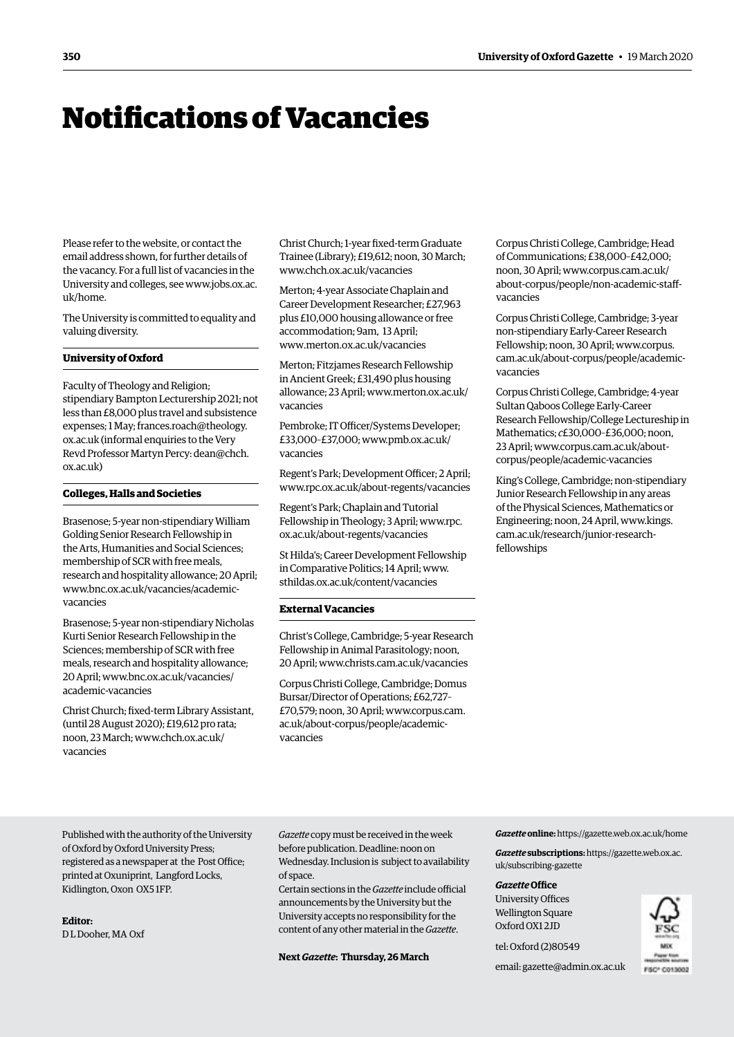# Notifications of Vacancies

Please refer to the website, or contact the email address shown, for further details of the vacancy. For a full list of vacancies in the University and colleges, see www.jobs.ox.ac.uk/home.

The University is committed to equality and valuing diversity.

### University of Oxford

Faculty of Theology and Religion; stipendiary Bampton Lecturership 2021; not less than £8,000 plus travel and subsistence expenses; 1 May; frances.roach@theology.ox.ac.uk (informal enquiries to the Very Revd Professor Martyn Percy: dean@chch.ox.ac.uk)

### Colleges, Halls and Societies

Brasenose; 5-year non-stipendiary William Golding Senior Research Fellowship in the Arts, Humanities and Social Sciences; membership of SCR with free meals, research and hospitality allowance; 20 April; www.bnc.ox.ac.uk/vacancies/academic-vacancies

Brasenose; 5-year non-stipendiary Nicholas Kurti Senior Research Fellowship in the Sciences; membership of SCR with free meals, research and hospitality allowance; 20 April; www.bnc.ox.ac.uk/vacancies/academic-vacancies

Christ Church; fixed-term Library Assistant, (until 28 August 2020); £19,612 pro rata; noon, 23 March; www.chch.ox.ac.uk/vacancies

Christ Church; 1-year fixed-term Graduate Trainee (Library); £19,612; noon, 30 March; www.chch.ox.ac.uk/vacancies

Merton; 4-year Associate Chaplain and Career Development Researcher; £27,963 plus £10,000 housing allowance or free accommodation; 9am, 13 April; www.merton.ox.ac.uk/vacancies

Merton; Fitzjames Research Fellowship in Ancient Greek; £31,490 plus housing allowance; 23 April; www.merton.ox.ac.uk/vacancies

Pembroke; IT Officer/Systems Developer; £33,000–£37,000; www.pmb.ox.ac.uk/vacancies

Regent's Park; Development Officer; 2 April; www.rpc.ox.ac.uk/about-regents/vacancies

Regent's Park; Chaplain and Tutorial Fellowship in Theology; 3 April; www.rpc.ox.ac.uk/about-regents/vacancies

St Hilda's; Career Development Fellowship in Comparative Politics; 14 April; www.sthildas.ox.ac.uk/content/vacancies

### External Vacancies

Christ's College, Cambridge; 5-year Research Fellowship in Animal Parasitology; noon, 20 April; www.christs.cam.ac.uk/vacancies

Corpus Christi College, Cambridge; Domus Bursar/Director of Operations; £62,727–£70,579; noon, 30 April; www.corpus.cam.ac.uk/about-corpus/people/academic-vacancies

Corpus Christi College, Cambridge; Head of Communications; £38,000–£42,000; noon, 30 April; www.corpus.cam.ac.uk/about-corpus/people/non-academic-staff-vacancies

Corpus Christi College, Cambridge; 3-year non-stipendiary Early-Career Research Fellowship; noon, 30 April; www.corpus.cam.ac.uk/about-corpus/people/academic-vacancies

Corpus Christi College, Cambridge; 4-year Sultan Qaboos College Early-Career Research Fellowship/College Lectureship in Mathematics; *c*£30,000–£36,000; noon, 23 April; www.corpus.cam.ac.uk/about-corpus/people/academic-vacancies

King's College, Cambridge; non-stipendiary Junior Research Fellowship in any areas of the Physical Sciences, Mathematics or Engineering; noon, 24 April, www.kings.cam.ac.uk/research/junior-research-fellowships

---

Published with the authority of the University of Oxford by Oxford University Press; registered as a newspaper at the Post Office; printed at Oxuniprint, Langford Locks, Kidlington, Oxon OX5 1FP.

**Editor:**
D L Dooher, MA Oxf

*Gazette* copy must be received in the week before publication. Deadline: noon on Wednesday. Inclusion is subject to availability of space.
Certain sections in the *Gazette* include official announcements by the University but the University accepts no responsibility for the content of any other material in the *Gazette*.

**Next *Gazette*: Thursday, 26 March**

***Gazette* online:** https://gazette.web.ox.ac.uk/home

***Gazette* subscriptions:** https://gazette.web.ox.ac.uk/subscribing-gazette

***Gazette* Office**
University Offices
Wellington Square
Oxford OX1 2JD

tel: Oxford (2)80549

email: gazette@admin.ox.ac.uk